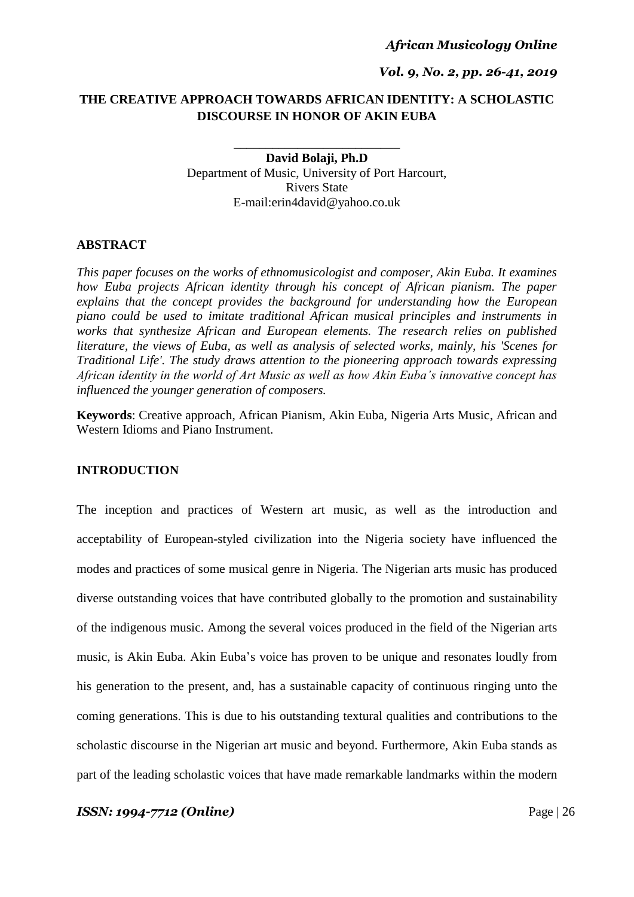# THE CREATIVE APPROACH TOWARDS AFRICAN IDENTITY: A SCHOLASTIC DISCOURSE IN HONOR OF AKIN EUBA

**David Bolaji, Ph.D**
Department of Music, University of Port Harcourt,
Rivers State
E-mail:erin4david@yahoo.co.uk

## ABSTRACT

*This paper focuses on the works of ethnomusicologist and composer, Akin Euba. It examines how Euba projects African identity through his concept of African pianism. The paper explains that the concept provides the background for understanding how the European piano could be used to imitate traditional African musical principles and instruments in works that synthesize African and European elements. The research relies on published literature, the views of Euba, as well as analysis of selected works, mainly, his 'Scenes for Traditional Life'. The study draws attention to the pioneering approach towards expressing African identity in the world of Art Music as well as how Akin Euba's innovative concept has influenced the younger generation of composers.*

**Keywords**: Creative approach, African Pianism, Akin Euba, Nigeria Arts Music, African and Western Idioms and Piano Instrument.

## INTRODUCTION

The inception and practices of Western art music, as well as the introduction and acceptability of European-styled civilization into the Nigeria society have influenced the modes and practices of some musical genre in Nigeria. The Nigerian arts music has produced diverse outstanding voices that have contributed globally to the promotion and sustainability of the indigenous music. Among the several voices produced in the field of the Nigerian arts music, is Akin Euba. Akin Euba's voice has proven to be unique and resonates loudly from his generation to the present, and, has a sustainable capacity of continuous ringing unto the coming generations. This is due to his outstanding textural qualities and contributions to the scholastic discourse in the Nigerian art music and beyond. Furthermore, Akin Euba stands as part of the leading scholastic voices that have made remarkable landmarks within the modern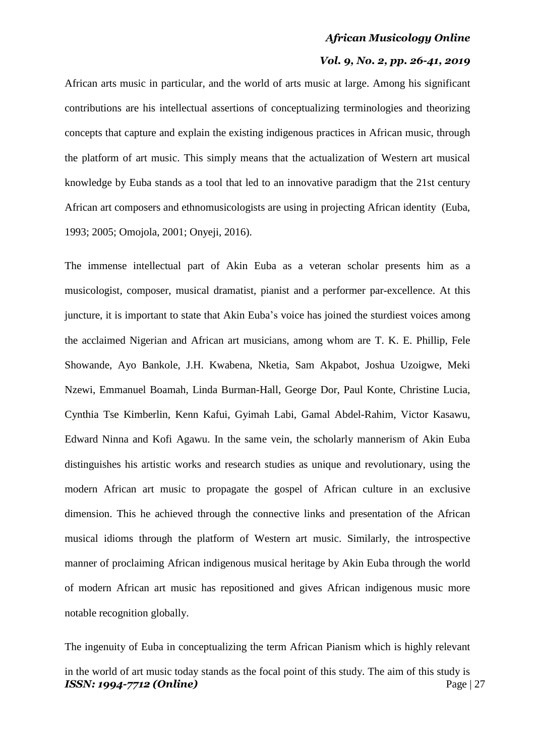African arts music in particular, and the world of arts music at large. Among his significant contributions are his intellectual assertions of conceptualizing terminologies and theorizing concepts that capture and explain the existing indigenous practices in African music, through the platform of art music. This simply means that the actualization of Western art musical knowledge by Euba stands as a tool that led to an innovative paradigm that the 21st century African art composers and ethnomusicologists are using in projecting African identity (Euba, 1993; 2005; Omojola, 2001; Onyeji, 2016).

The immense intellectual part of Akin Euba as a veteran scholar presents him as a musicologist, composer, musical dramatist, pianist and a performer par-excellence. At this juncture, it is important to state that Akin Euba's voice has joined the sturdiest voices among the acclaimed Nigerian and African art musicians, among whom are T. K. E. Phillip, Fele Showande, Ayo Bankole, J.H. Kwabena, Nketia, Sam Akpabot, Joshua Uzoigwe, Meki Nzewi, Emmanuel Boamah, Linda Burman-Hall, George Dor, Paul Konte, Christine Lucia, Cynthia Tse Kimberlin, Kenn Kafui, Gyimah Labi, Gamal Abdel-Rahim, Victor Kasawu, Edward Ninna and Kofi Agawu. In the same vein, the scholarly mannerism of Akin Euba distinguishes his artistic works and research studies as unique and revolutionary, using the modern African art music to propagate the gospel of African culture in an exclusive dimension. This he achieved through the connective links and presentation of the African musical idioms through the platform of Western art music. Similarly, the introspective manner of proclaiming African indigenous musical heritage by Akin Euba through the world of modern African art music has repositioned and gives African indigenous music more notable recognition globally.

The ingenuity of Euba in conceptualizing the term African Pianism which is highly relevant in the world of art music today stands as the focal point of this study. The aim of this study is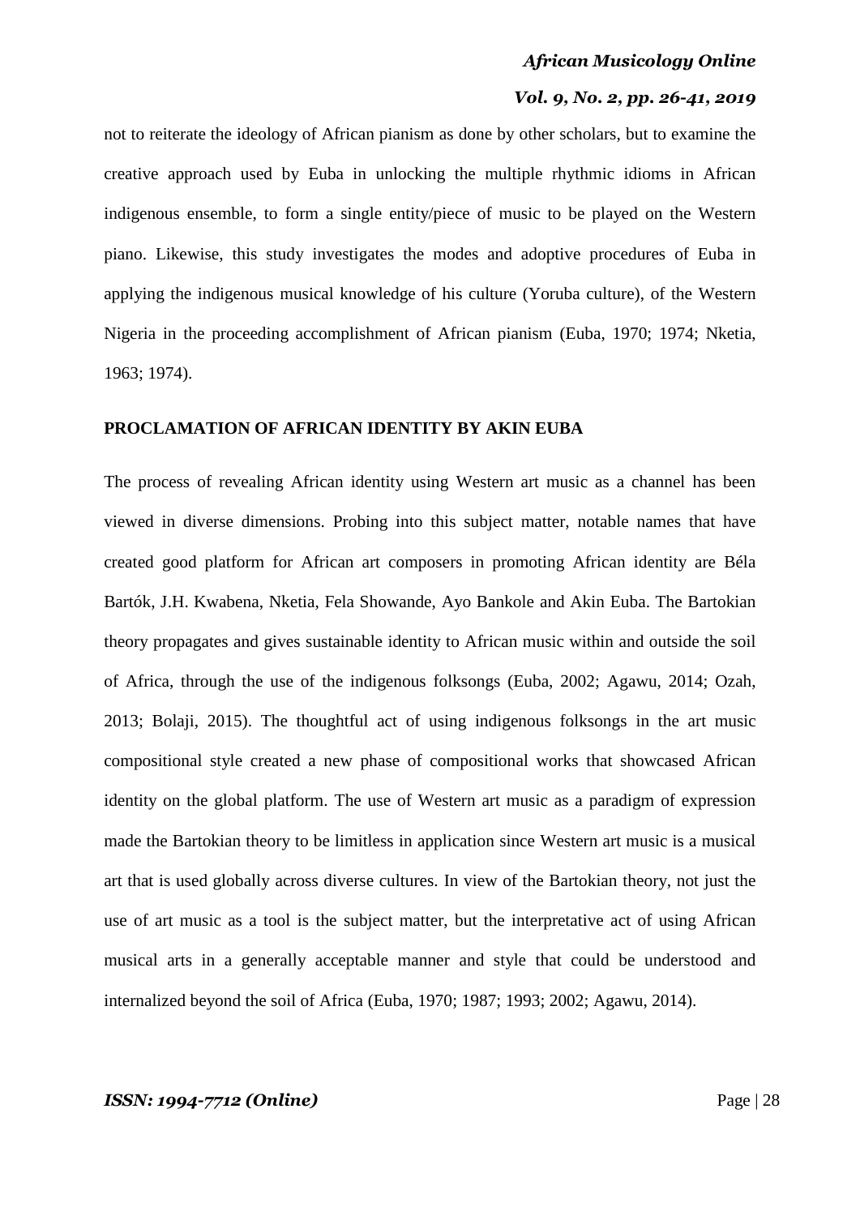not to reiterate the ideology of African pianism as done by other scholars, but to examine the creative approach used by Euba in unlocking the multiple rhythmic idioms in African indigenous ensemble, to form a single entity/piece of music to be played on the Western piano. Likewise, this study investigates the modes and adoptive procedures of Euba in applying the indigenous musical knowledge of his culture (Yoruba culture), of the Western Nigeria in the proceeding accomplishment of African pianism (Euba, 1970; 1974; Nketia, 1963; 1974).

## PROCLAMATION OF AFRICAN IDENTITY BY AKIN EUBA

The process of revealing African identity using Western art music as a channel has been viewed in diverse dimensions. Probing into this subject matter, notable names that have created good platform for African art composers in promoting African identity are Béla Bartók, J.H. Kwabena, Nketia, Fela Showande, Ayo Bankole and Akin Euba. The Bartokian theory propagates and gives sustainable identity to African music within and outside the soil of Africa, through the use of the indigenous folksongs (Euba, 2002; Agawu, 2014; Ozah, 2013; Bolaji, 2015). The thoughtful act of using indigenous folksongs in the art music compositional style created a new phase of compositional works that showcased African identity on the global platform. The use of Western art music as a paradigm of expression made the Bartokian theory to be limitless in application since Western art music is a musical art that is used globally across diverse cultures. In view of the Bartokian theory, not just the use of art music as a tool is the subject matter, but the interpretative act of using African musical arts in a generally acceptable manner and style that could be understood and internalized beyond the soil of Africa (Euba, 1970; 1987; 1993; 2002; Agawu, 2014).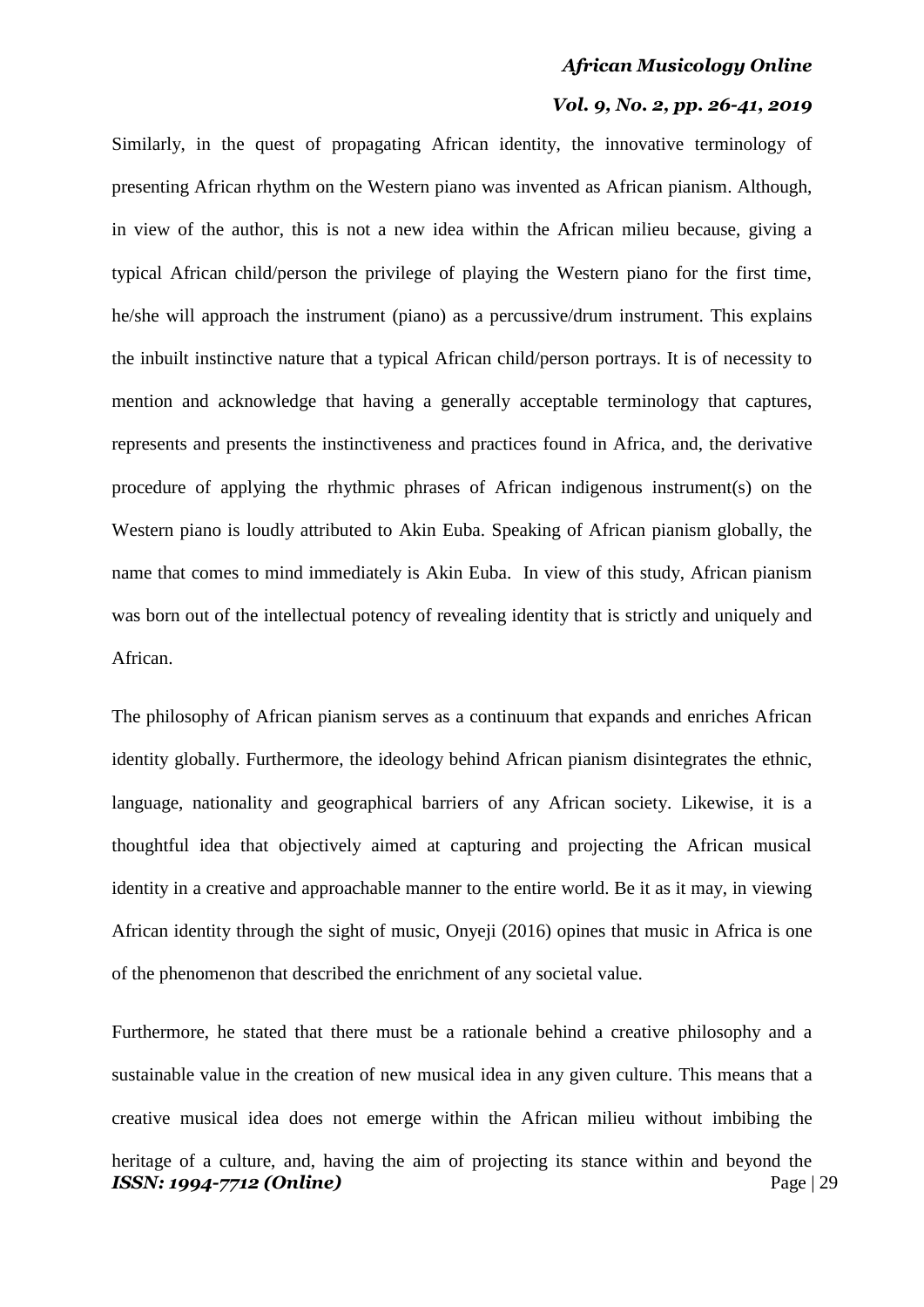Similarly, in the quest of propagating African identity, the innovative terminology of presenting African rhythm on the Western piano was invented as African pianism. Although, in view of the author, this is not a new idea within the African milieu because, giving a typical African child/person the privilege of playing the Western piano for the first time, he/she will approach the instrument (piano) as a percussive/drum instrument. This explains the inbuilt instinctive nature that a typical African child/person portrays. It is of necessity to mention and acknowledge that having a generally acceptable terminology that captures, represents and presents the instinctiveness and practices found in Africa, and, the derivative procedure of applying the rhythmic phrases of African indigenous instrument(s) on the Western piano is loudly attributed to Akin Euba. Speaking of African pianism globally, the name that comes to mind immediately is Akin Euba. In view of this study, African pianism was born out of the intellectual potency of revealing identity that is strictly and uniquely and African.

The philosophy of African pianism serves as a continuum that expands and enriches African identity globally. Furthermore, the ideology behind African pianism disintegrates the ethnic, language, nationality and geographical barriers of any African society. Likewise, it is a thoughtful idea that objectively aimed at capturing and projecting the African musical identity in a creative and approachable manner to the entire world. Be it as it may, in viewing African identity through the sight of music, Onyeji (2016) opines that music in Africa is one of the phenomenon that described the enrichment of any societal value.

Furthermore, he stated that there must be a rationale behind a creative philosophy and a sustainable value in the creation of new musical idea in any given culture. This means that a creative musical idea does not emerge within the African milieu without imbibing the heritage of a culture, and, having the aim of projecting its stance within and beyond the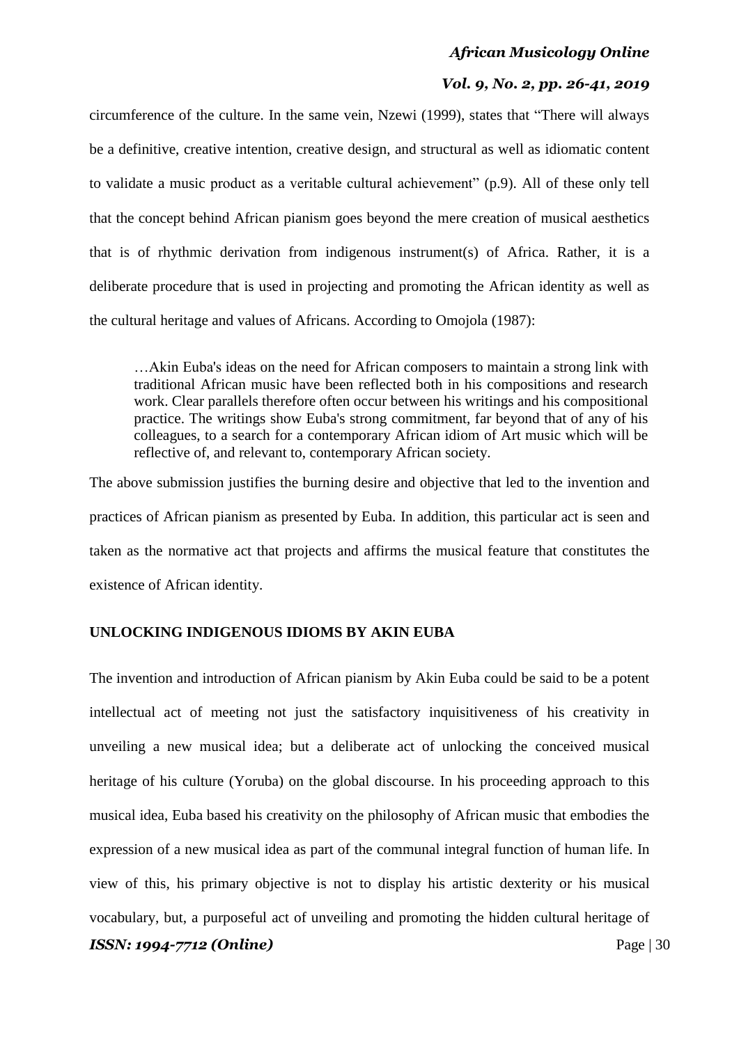circumference of the culture. In the same vein, Nzewi (1999), states that "There will always be a definitive, creative intention, creative design, and structural as well as idiomatic content to validate a music product as a veritable cultural achievement" (p.9). All of these only tell that the concept behind African pianism goes beyond the mere creation of musical aesthetics that is of rhythmic derivation from indigenous instrument(s) of Africa. Rather, it is a deliberate procedure that is used in projecting and promoting the African identity as well as the cultural heritage and values of Africans. According to Omojola (1987):

> …Akin Euba's ideas on the need for African composers to maintain a strong link with traditional African music have been reflected both in his compositions and research work. Clear parallels therefore often occur between his writings and his compositional practice. The writings show Euba's strong commitment, far beyond that of any of his colleagues, to a search for a contemporary African idiom of Art music which will be reflective of, and relevant to, contemporary African society.

The above submission justifies the burning desire and objective that led to the invention and practices of African pianism as presented by Euba. In addition, this particular act is seen and taken as the normative act that projects and affirms the musical feature that constitutes the existence of African identity.

## UNLOCKING INDIGENOUS IDIOMS BY AKIN EUBA

The invention and introduction of African pianism by Akin Euba could be said to be a potent intellectual act of meeting not just the satisfactory inquisitiveness of his creativity in unveiling a new musical idea; but a deliberate act of unlocking the conceived musical heritage of his culture (Yoruba) on the global discourse. In his proceeding approach to this musical idea, Euba based his creativity on the philosophy of African music that embodies the expression of a new musical idea as part of the communal integral function of human life. In view of this, his primary objective is not to display his artistic dexterity or his musical vocabulary, but, a purposeful act of unveiling and promoting the hidden cultural heritage of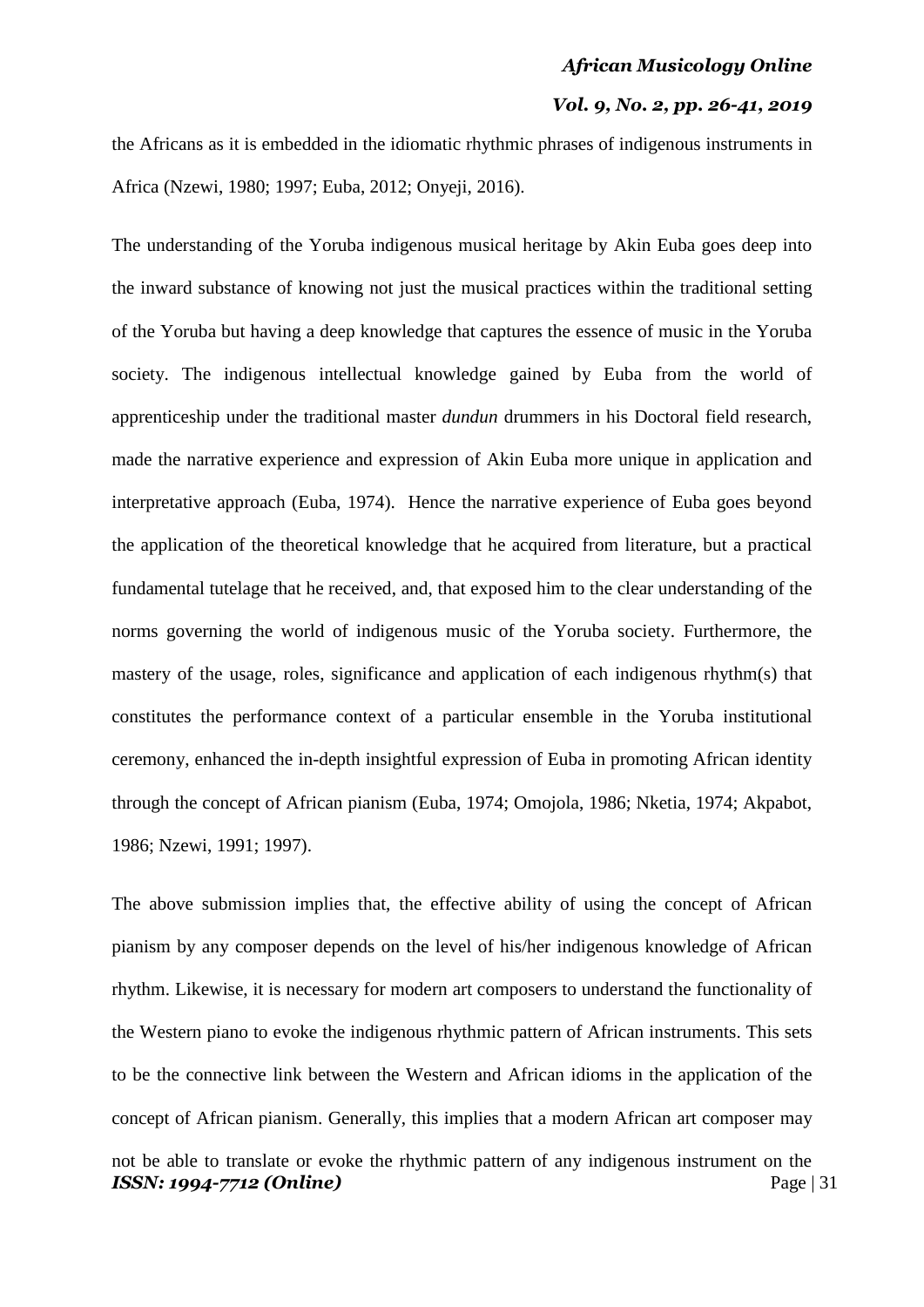the Africans as it is embedded in the idiomatic rhythmic phrases of indigenous instruments in Africa (Nzewi, 1980; 1997; Euba, 2012; Onyeji, 2016).

The understanding of the Yoruba indigenous musical heritage by Akin Euba goes deep into the inward substance of knowing not just the musical practices within the traditional setting of the Yoruba but having a deep knowledge that captures the essence of music in the Yoruba society. The indigenous intellectual knowledge gained by Euba from the world of apprenticeship under the traditional master *dundun* drummers in his Doctoral field research, made the narrative experience and expression of Akin Euba more unique in application and interpretative approach (Euba, 1974). Hence the narrative experience of Euba goes beyond the application of the theoretical knowledge that he acquired from literature, but a practical fundamental tutelage that he received, and, that exposed him to the clear understanding of the norms governing the world of indigenous music of the Yoruba society. Furthermore, the mastery of the usage, roles, significance and application of each indigenous rhythm(s) that constitutes the performance context of a particular ensemble in the Yoruba institutional ceremony, enhanced the in-depth insightful expression of Euba in promoting African identity through the concept of African pianism (Euba, 1974; Omojola, 1986; Nketia, 1974; Akpabot, 1986; Nzewi, 1991; 1997).

The above submission implies that, the effective ability of using the concept of African pianism by any composer depends on the level of his/her indigenous knowledge of African rhythm. Likewise, it is necessary for modern art composers to understand the functionality of the Western piano to evoke the indigenous rhythmic pattern of African instruments. This sets to be the connective link between the Western and African idioms in the application of the concept of African pianism. Generally, this implies that a modern African art composer may not be able to translate or evoke the rhythmic pattern of any indigenous instrument on the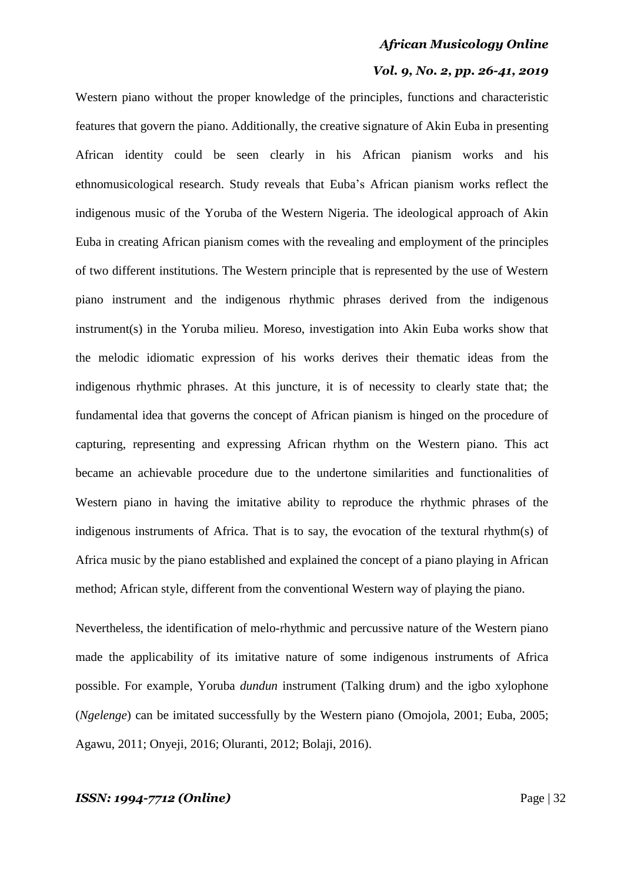Western piano without the proper knowledge of the principles, functions and characteristic features that govern the piano. Additionally, the creative signature of Akin Euba in presenting African identity could be seen clearly in his African pianism works and his ethnomusicological research. Study reveals that Euba's African pianism works reflect the indigenous music of the Yoruba of the Western Nigeria. The ideological approach of Akin Euba in creating African pianism comes with the revealing and employment of the principles of two different institutions. The Western principle that is represented by the use of Western piano instrument and the indigenous rhythmic phrases derived from the indigenous instrument(s) in the Yoruba milieu. Moreso, investigation into Akin Euba works show that the melodic idiomatic expression of his works derives their thematic ideas from the indigenous rhythmic phrases. At this juncture, it is of necessity to clearly state that; the fundamental idea that governs the concept of African pianism is hinged on the procedure of capturing, representing and expressing African rhythm on the Western piano. This act became an achievable procedure due to the undertone similarities and functionalities of Western piano in having the imitative ability to reproduce the rhythmic phrases of the indigenous instruments of Africa. That is to say, the evocation of the textural rhythm(s) of Africa music by the piano established and explained the concept of a piano playing in African method; African style, different from the conventional Western way of playing the piano.

Nevertheless, the identification of melo-rhythmic and percussive nature of the Western piano made the applicability of its imitative nature of some indigenous instruments of Africa possible. For example, Yoruba *dundun* instrument (Talking drum) and the igbo xylophone (*Ngelenge*) can be imitated successfully by the Western piano (Omojola, 2001; Euba, 2005; Agawu, 2011; Onyeji, 2016; Oluranti, 2012; Bolaji, 2016).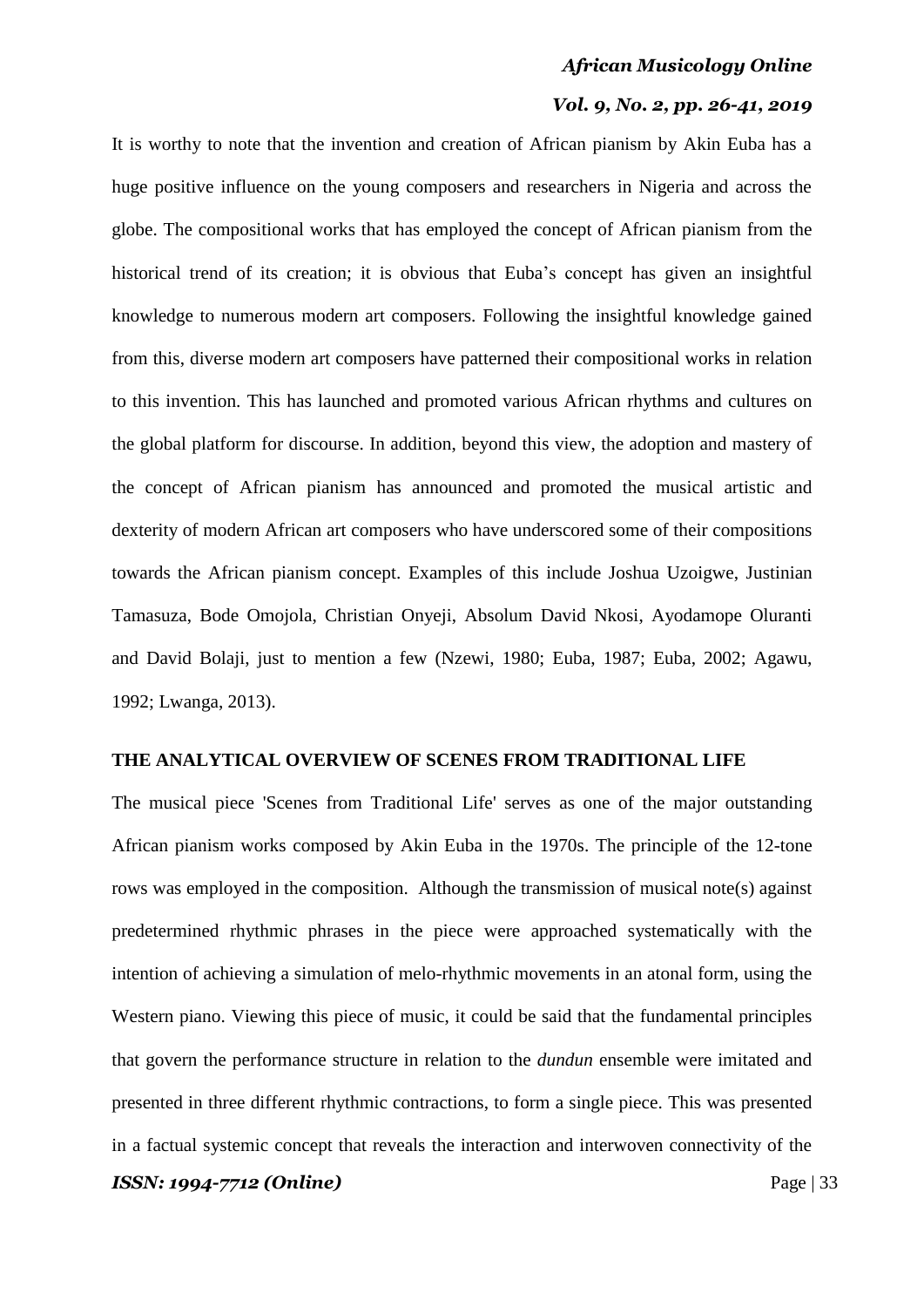It is worthy to note that the invention and creation of African pianism by Akin Euba has a huge positive influence on the young composers and researchers in Nigeria and across the globe. The compositional works that has employed the concept of African pianism from the historical trend of its creation; it is obvious that Euba's concept has given an insightful knowledge to numerous modern art composers. Following the insightful knowledge gained from this, diverse modern art composers have patterned their compositional works in relation to this invention. This has launched and promoted various African rhythms and cultures on the global platform for discourse. In addition, beyond this view, the adoption and mastery of the concept of African pianism has announced and promoted the musical artistic and dexterity of modern African art composers who have underscored some of their compositions towards the African pianism concept. Examples of this include Joshua Uzoigwe, Justinian Tamasuza, Bode Omojola, Christian Onyeji, Absolum David Nkosi, Ayodamope Oluranti and David Bolaji, just to mention a few (Nzewi, 1980; Euba, 1987; Euba, 2002; Agawu, 1992; Lwanga, 2013).

## THE ANALYTICAL OVERVIEW OF SCENES FROM TRADITIONAL LIFE

The musical piece 'Scenes from Traditional Life' serves as one of the major outstanding African pianism works composed by Akin Euba in the 1970s. The principle of the 12-tone rows was employed in the composition. Although the transmission of musical note(s) against predetermined rhythmic phrases in the piece were approached systematically with the intention of achieving a simulation of melo-rhythmic movements in an atonal form, using the Western piano. Viewing this piece of music, it could be said that the fundamental principles that govern the performance structure in relation to the *dundun* ensemble were imitated and presented in three different rhythmic contractions, to form a single piece. This was presented in a factual systemic concept that reveals the interaction and interwoven connectivity of the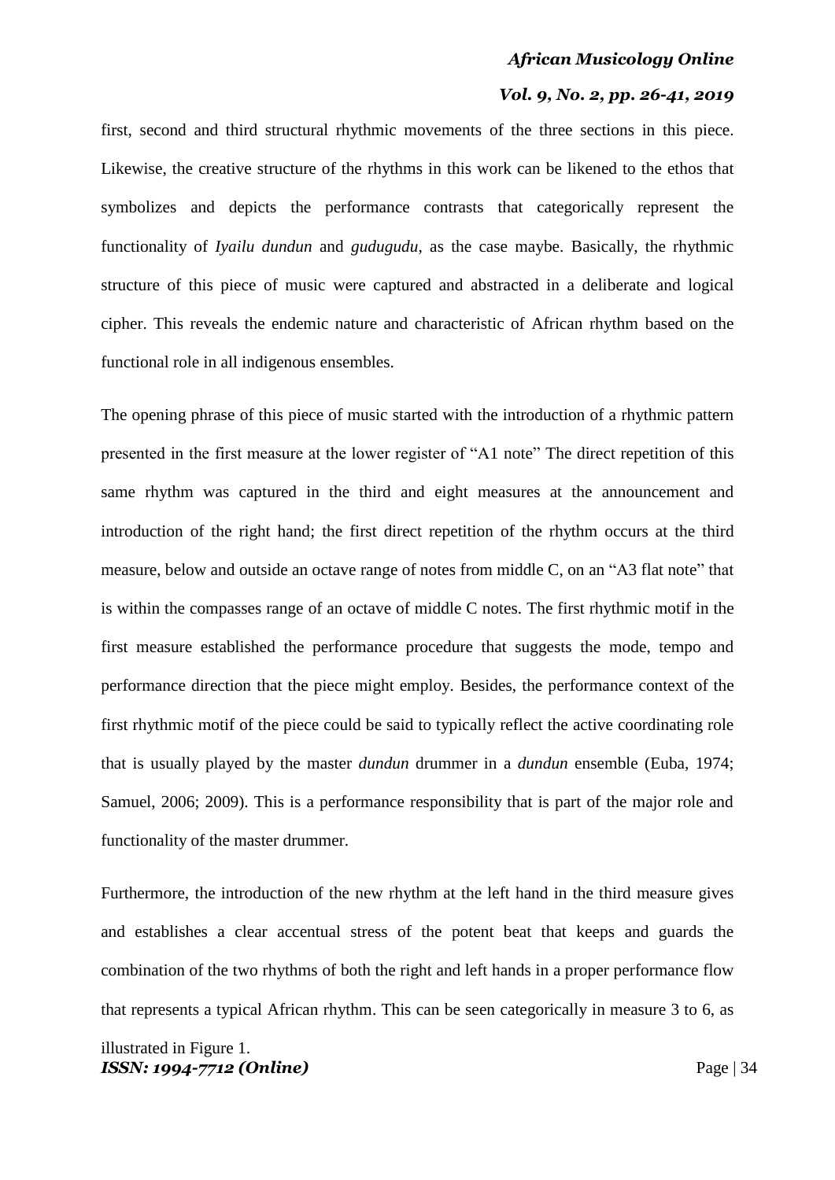first, second and third structural rhythmic movements of the three sections in this piece. Likewise, the creative structure of the rhythms in this work can be likened to the ethos that symbolizes and depicts the performance contrasts that categorically represent the functionality of *Iyailu dundun* and *gudugudu*, as the case maybe. Basically, the rhythmic structure of this piece of music were captured and abstracted in a deliberate and logical cipher. This reveals the endemic nature and characteristic of African rhythm based on the functional role in all indigenous ensembles.

The opening phrase of this piece of music started with the introduction of a rhythmic pattern presented in the first measure at the lower register of "A1 note" The direct repetition of this same rhythm was captured in the third and eight measures at the announcement and introduction of the right hand; the first direct repetition of the rhythm occurs at the third measure, below and outside an octave range of notes from middle C, on an "A3 flat note" that is within the compasses range of an octave of middle C notes. The first rhythmic motif in the first measure established the performance procedure that suggests the mode, tempo and performance direction that the piece might employ. Besides, the performance context of the first rhythmic motif of the piece could be said to typically reflect the active coordinating role that is usually played by the master *dundun* drummer in a *dundun* ensemble (Euba, 1974; Samuel, 2006; 2009). This is a performance responsibility that is part of the major role and functionality of the master drummer.

Furthermore, the introduction of the new rhythm at the left hand in the third measure gives and establishes a clear accentual stress of the potent beat that keeps and guards the combination of the two rhythms of both the right and left hands in a proper performance flow that represents a typical African rhythm. This can be seen categorically in measure 3 to 6, as illustrated in Figure 1.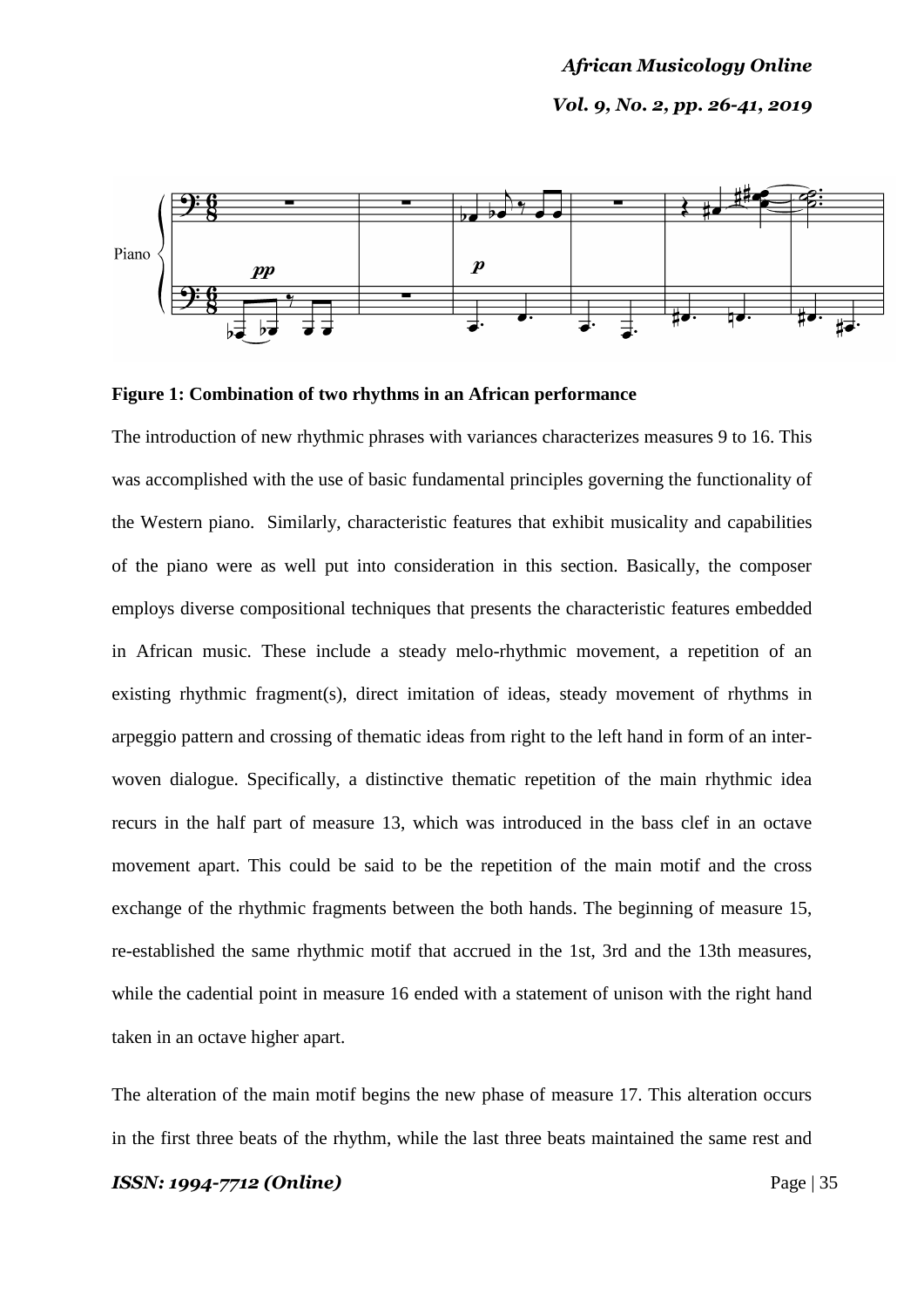**Figure 1: Combination of two rhythms in an African performance**

The introduction of new rhythmic phrases with variances characterizes measures 9 to 16. This was accomplished with the use of basic fundamental principles governing the functionality of the Western piano. Similarly, characteristic features that exhibit musicality and capabilities of the piano were as well put into consideration in this section. Basically, the composer employs diverse compositional techniques that presents the characteristic features embedded in African music. These include a steady melo-rhythmic movement, a repetition of an existing rhythmic fragment(s), direct imitation of ideas, steady movement of rhythms in arpeggio pattern and crossing of thematic ideas from right to the left hand in form of an inter-woven dialogue. Specifically, a distinctive thematic repetition of the main rhythmic idea recurs in the half part of measure 13, which was introduced in the bass clef in an octave movement apart. This could be said to be the repetition of the main motif and the cross exchange of the rhythmic fragments between the both hands. The beginning of measure 15, re-established the same rhythmic motif that accrued in the 1st, 3rd and the 13th measures, while the cadential point in measure 16 ended with a statement of unison with the right hand taken in an octave higher apart.

The alteration of the main motif begins the new phase of measure 17. This alteration occurs in the first three beats of the rhythm, while the last three beats maintained the same rest and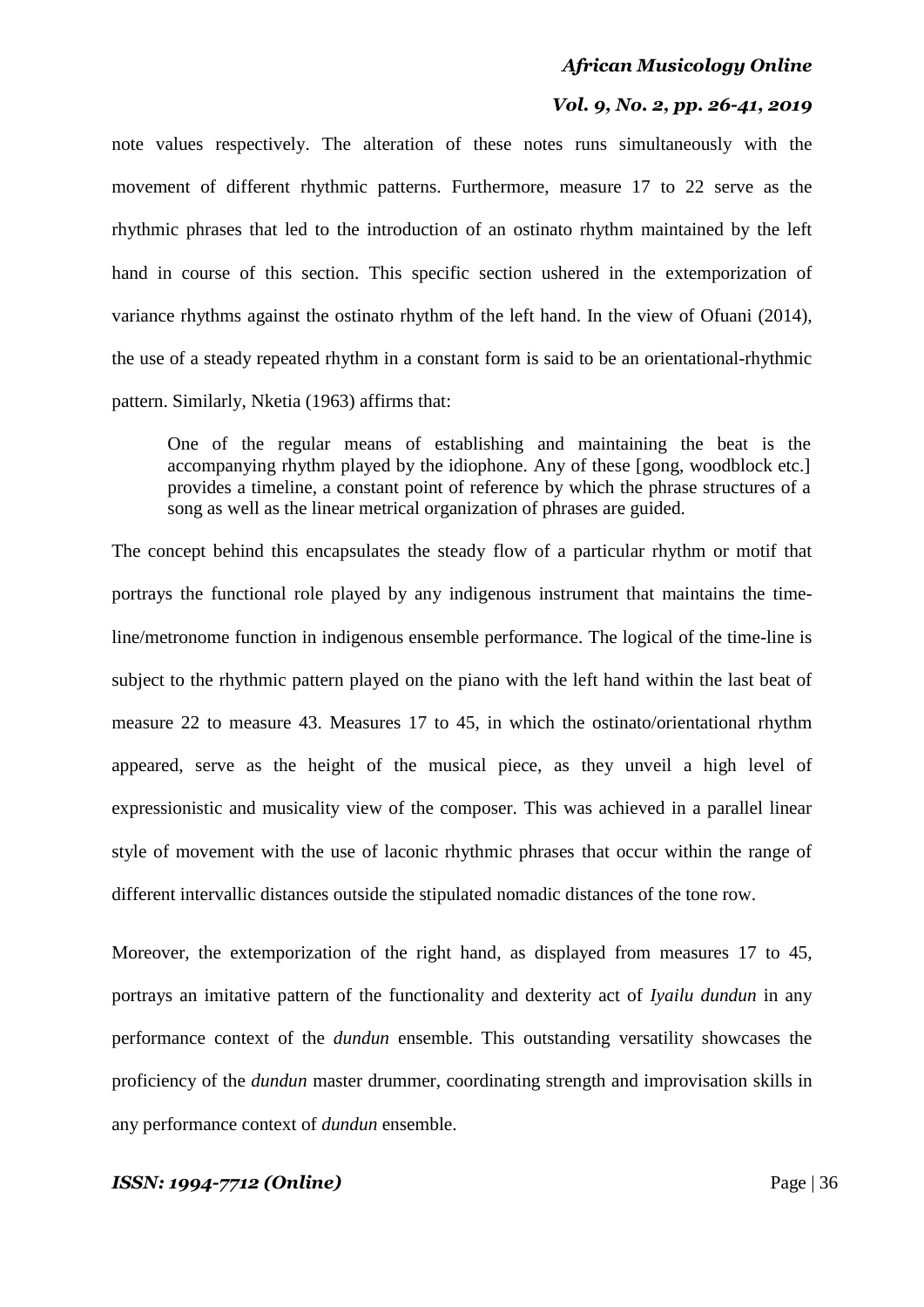note values respectively. The alteration of these notes runs simultaneously with the movement of different rhythmic patterns. Furthermore, measure 17 to 22 serve as the rhythmic phrases that led to the introduction of an ostinato rhythm maintained by the left hand in course of this section. This specific section ushered in the extemporization of variance rhythms against the ostinato rhythm of the left hand. In the view of Ofuani (2014), the use of a steady repeated rhythm in a constant form is said to be an orientational-rhythmic pattern. Similarly, Nketia (1963) affirms that:

> One of the regular means of establishing and maintaining the beat is the accompanying rhythm played by the idiophone. Any of these [gong, woodblock etc.] provides a timeline, a constant point of reference by which the phrase structures of a song as well as the linear metrical organization of phrases are guided.

The concept behind this encapsulates the steady flow of a particular rhythm or motif that portrays the functional role played by any indigenous instrument that maintains the time-line/metronome function in indigenous ensemble performance. The logical of the time-line is subject to the rhythmic pattern played on the piano with the left hand within the last beat of measure 22 to measure 43. Measures 17 to 45, in which the ostinato/orientational rhythm appeared, serve as the height of the musical piece, as they unveil a high level of expressionistic and musicality view of the composer. This was achieved in a parallel linear style of movement with the use of laconic rhythmic phrases that occur within the range of different intervallic distances outside the stipulated nomadic distances of the tone row.

Moreover, the extemporization of the right hand, as displayed from measures 17 to 45, portrays an imitative pattern of the functionality and dexterity act of *Iyailu dundun* in any performance context of the *dundun* ensemble. This outstanding versatility showcases the proficiency of the *dundun* master drummer, coordinating strength and improvisation skills in any performance context of *dundun* ensemble.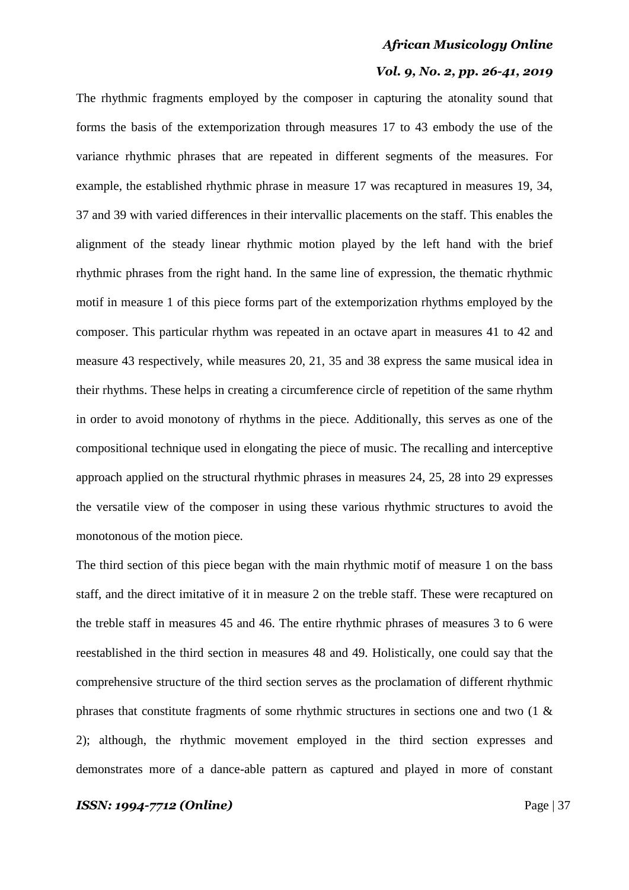The rhythmic fragments employed by the composer in capturing the atonality sound that forms the basis of the extemporization through measures 17 to 43 embody the use of the variance rhythmic phrases that are repeated in different segments of the measures. For example, the established rhythmic phrase in measure 17 was recaptured in measures 19, 34, 37 and 39 with varied differences in their intervallic placements on the staff. This enables the alignment of the steady linear rhythmic motion played by the left hand with the brief rhythmic phrases from the right hand. In the same line of expression, the thematic rhythmic motif in measure 1 of this piece forms part of the extemporization rhythms employed by the composer. This particular rhythm was repeated in an octave apart in measures 41 to 42 and measure 43 respectively, while measures 20, 21, 35 and 38 express the same musical idea in their rhythms. These helps in creating a circumference circle of repetition of the same rhythm in order to avoid monotony of rhythms in the piece. Additionally, this serves as one of the compositional technique used in elongating the piece of music. The recalling and interceptive approach applied on the structural rhythmic phrases in measures 24, 25, 28 into 29 expresses the versatile view of the composer in using these various rhythmic structures to avoid the monotonous of the motion piece.

The third section of this piece began with the main rhythmic motif of measure 1 on the bass staff, and the direct imitative of it in measure 2 on the treble staff. These were recaptured on the treble staff in measures 45 and 46. The entire rhythmic phrases of measures 3 to 6 were reestablished in the third section in measures 48 and 49. Holistically, one could say that the comprehensive structure of the third section serves as the proclamation of different rhythmic phrases that constitute fragments of some rhythmic structures in sections one and two (1 & 2); although, the rhythmic movement employed in the third section expresses and demonstrates more of a dance-able pattern as captured and played in more of constant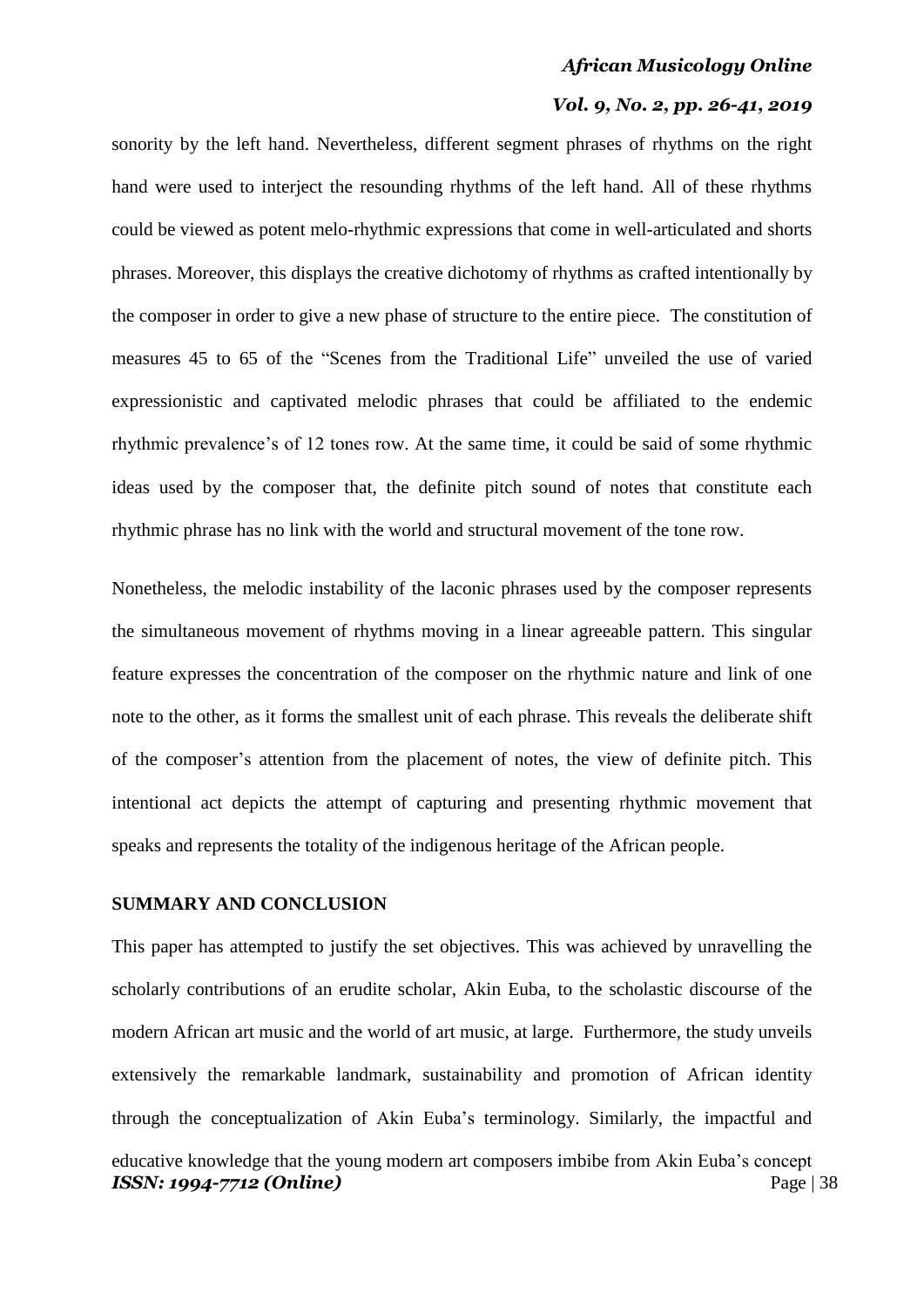sonority by the left hand. Nevertheless, different segment phrases of rhythms on the right hand were used to interject the resounding rhythms of the left hand. All of these rhythms could be viewed as potent melo-rhythmic expressions that come in well-articulated and shorts phrases. Moreover, this displays the creative dichotomy of rhythms as crafted intentionally by the composer in order to give a new phase of structure to the entire piece. The constitution of measures 45 to 65 of the "Scenes from the Traditional Life" unveiled the use of varied expressionistic and captivated melodic phrases that could be affiliated to the endemic rhythmic prevalence's of 12 tones row. At the same time, it could be said of some rhythmic ideas used by the composer that, the definite pitch sound of notes that constitute each rhythmic phrase has no link with the world and structural movement of the tone row.

Nonetheless, the melodic instability of the laconic phrases used by the composer represents the simultaneous movement of rhythms moving in a linear agreeable pattern. This singular feature expresses the concentration of the composer on the rhythmic nature and link of one note to the other, as it forms the smallest unit of each phrase. This reveals the deliberate shift of the composer's attention from the placement of notes, the view of definite pitch. This intentional act depicts the attempt of capturing and presenting rhythmic movement that speaks and represents the totality of the indigenous heritage of the African people.

## SUMMARY AND CONCLUSION

This paper has attempted to justify the set objectives. This was achieved by unravelling the scholarly contributions of an erudite scholar, Akin Euba, to the scholastic discourse of the modern African art music and the world of art music, at large. Furthermore, the study unveils extensively the remarkable landmark, sustainability and promotion of African identity through the conceptualization of Akin Euba's terminology. Similarly, the impactful and educative knowledge that the young modern art composers imbibe from Akin Euba's concept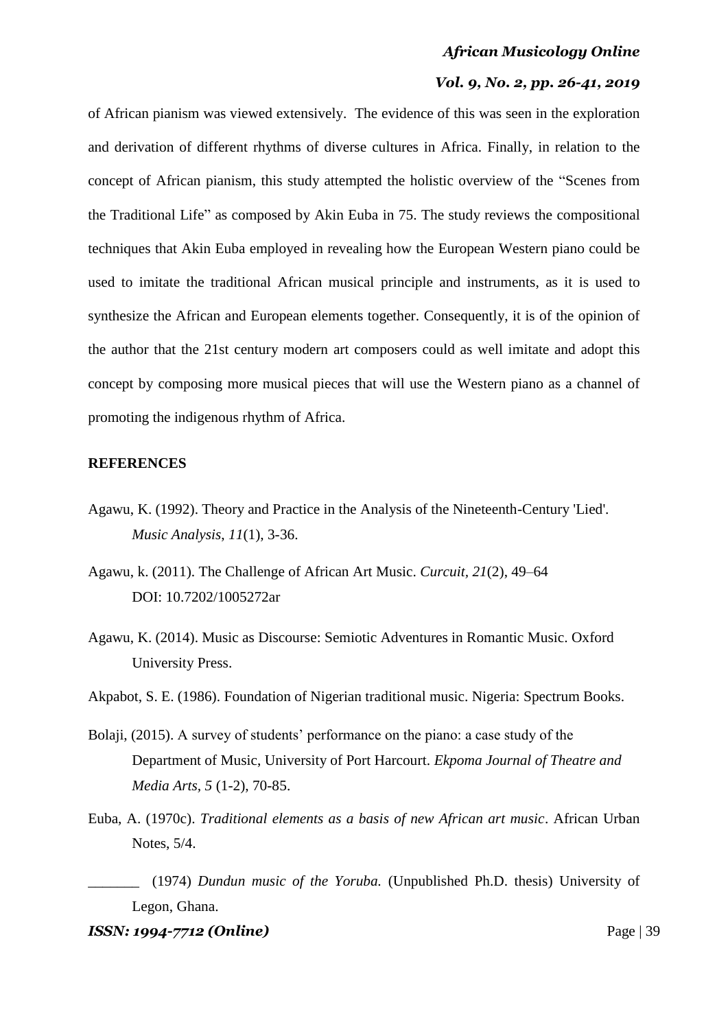of African pianism was viewed extensively. The evidence of this was seen in the exploration and derivation of different rhythms of diverse cultures in Africa. Finally, in relation to the concept of African pianism, this study attempted the holistic overview of the "Scenes from the Traditional Life" as composed by Akin Euba in 75. The study reviews the compositional techniques that Akin Euba employed in revealing how the European Western piano could be used to imitate the traditional African musical principle and instruments, as it is used to synthesize the African and European elements together. Consequently, it is of the opinion of the author that the 21st century modern art composers could as well imitate and adopt this concept by composing more musical pieces that will use the Western piano as a channel of promoting the indigenous rhythm of Africa.

## REFERENCES

Agawu, K. (1992). Theory and Practice in the Analysis of the Nineteenth-Century 'Lied'. *Music Analysis*, *11*(1), 3-36.

Agawu, k. (2011). The Challenge of African Art Music. *Curcuit, 21*(2), 49–64 DOI: 10.7202/1005272ar

Agawu, K. (2014). Music as Discourse: Semiotic Adventures in Romantic Music. Oxford University Press.

Akpabot, S. E. (1986). Foundation of Nigerian traditional music. Nigeria: Spectrum Books.

Bolaji, (2015). A survey of students' performance on the piano: a case study of the Department of Music, University of Port Harcourt. *Ekpoma Journal of Theatre and Media Arts, 5* (1-2), 70-85.

Euba, A. (1970c). *Traditional elements as a basis of new African art music*. African Urban Notes, 5/4.

_______ (1974) *Dundun music of the Yoruba.* (Unpublished Ph.D. thesis) University of Legon, Ghana.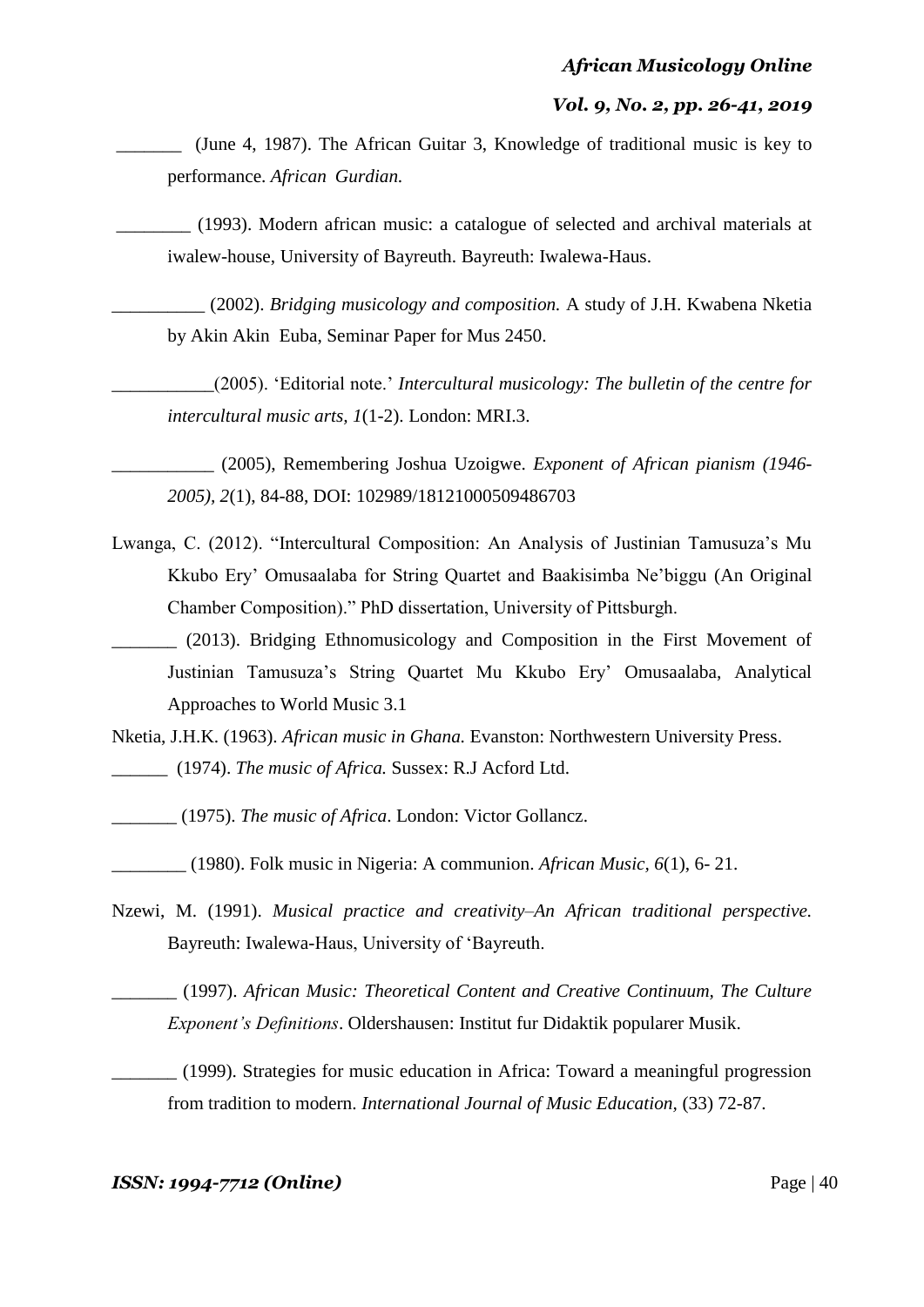_______ (June 4, 1987). The African Guitar 3, Knowledge of traditional music is key to performance. *African Gurdian.*

________ (1993). Modern african music: a catalogue of selected and archival materials at iwalew-house, University of Bayreuth. Bayreuth: Iwalewa-Haus.

__________ (2002). *Bridging musicology and composition.* A study of J.H. Kwabena Nketia by Akin Akin Euba, Seminar Paper for Mus 2450.

___________(2005). 'Editorial note.' *Intercultural musicology: The bulletin of the centre for intercultural music arts, 1*(1-2). London: MRI.3.

___________ (2005), Remembering Joshua Uzoigwe. *Exponent of African pianism (1946-2005), 2*(1), 84-88, DOI: 102989/18121000509486703

Lwanga, C. (2012). "Intercultural Composition: An Analysis of Justinian Tamusuza's Mu Kkubo Ery' Omusaalaba for String Quartet and Baakisimba Ne'biggu (An Original Chamber Composition)." PhD dissertation, University of Pittsburgh.

_______ (2013). Bridging Ethnomusicology and Composition in the First Movement of Justinian Tamusuza's String Quartet Mu Kkubo Ery' Omusaalaba, Analytical Approaches to World Music 3.1

Nketia, J.H.K. (1963). *African music in Ghana.* Evanston: Northwestern University Press.

______ (1974). *The music of Africa.* Sussex: R.J Acford Ltd.

_______ (1975). *The music of Africa*. London: Victor Gollancz.

________ (1980). Folk music in Nigeria: A communion. *African Music, 6*(1), 6- 21.

Nzewi, M. (1991). *Musical practice and creativity–An African traditional perspective.* Bayreuth: Iwalewa-Haus, University of 'Bayreuth.

_______ (1997). *African Music: Theoretical Content and Creative Continuum, The Culture Exponent's Definitions*. Oldershausen: Institut fur Didaktik popularer Musik.

_______ (1999). Strategies for music education in Africa: Toward a meaningful progression from tradition to modern. *International Journal of Music Education,* (33) 72-87.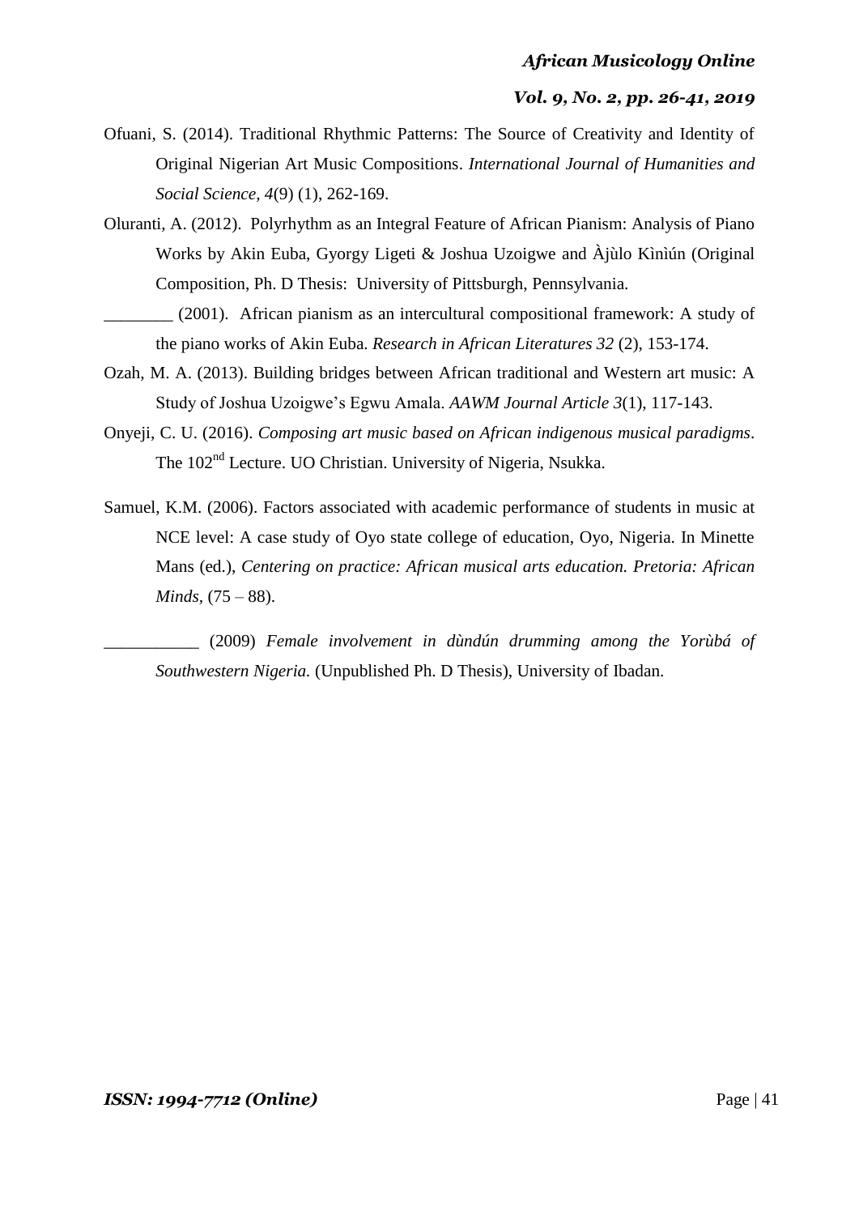Ofuani, S. (2014). Traditional Rhythmic Patterns: The Source of Creativity and Identity of Original Nigerian Art Music Compositions. *International Journal of Humanities and Social Science, 4*(9) (1), 262-169.

Oluranti, A. (2012). Polyrhythm as an Integral Feature of African Pianism: Analysis of Piano Works by Akin Euba, Gyorgy Ligeti & Joshua Uzoigwe and Àjùlo Kìnìún (Original Composition, Ph. D Thesis: University of Pittsburgh, Pennsylvania.

________ (2001). African pianism as an intercultural compositional framework: A study of the piano works of Akin Euba. *Research in African Literatures 32* (2), 153-174.

Ozah, M. A. (2013). Building bridges between African traditional and Western art music: A Study of Joshua Uzoigwe's Egwu Amala. *AAWM Journal Article 3*(1), 117-143.

Onyeji, C. U. (2016). *Composing art music based on African indigenous musical paradigms*. The 102nd Lecture. UO Christian. University of Nigeria, Nsukka.

Samuel, K.M. (2006). Factors associated with academic performance of students in music at NCE level: A case study of Oyo state college of education, Oyo, Nigeria. In Minette Mans (ed.), *Centering on practice: African musical arts education. Pretoria: African Minds*, (75 – 88).

___________ (2009) *Female involvement in dùndún drumming among the Yorùbá of Southwestern Nigeria.* (Unpublished Ph. D Thesis), University of Ibadan.